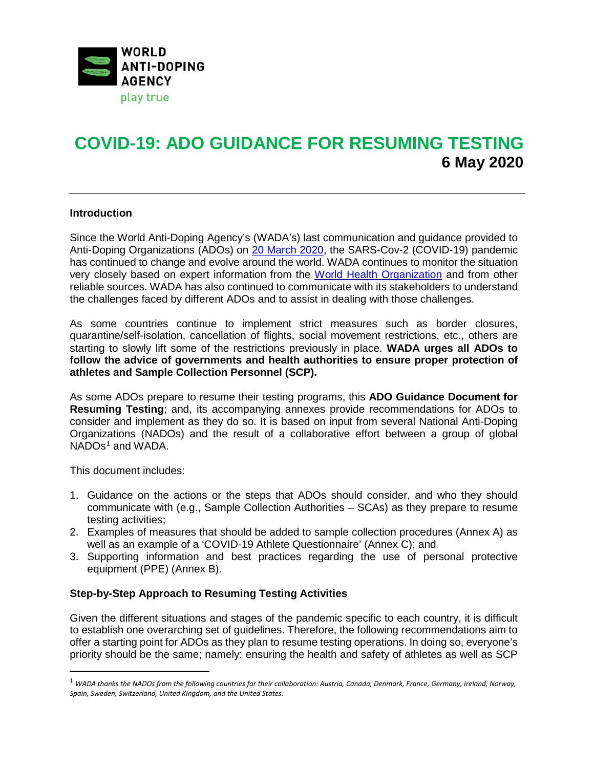WORLD ANTI-DOPING AGENCY

play true

# COVID-19: ADO GUIDANCE FOR RESUMING TESTING

**6 May 2020**

---

## Introduction

Since the World Anti-Doping Agency's (WADA's) last communication and guidance provided to Anti-Doping Organizations (ADOs) on [20 March 2020](), the SARS-Cov-2 (COVID-19) pandemic has continued to change and evolve around the world. WADA continues to monitor the situation very closely based on expert information from the [World Health Organization]() and from other reliable sources. WADA has also continued to communicate with its stakeholders to understand the challenges faced by different ADOs and to assist in dealing with those challenges.

As some countries continue to implement strict measures such as border closures, quarantine/self-isolation, cancellation of flights, social movement restrictions, etc., others are starting to slowly lift some of the restrictions previously in place. **WADA urges all ADOs to follow the advice of governments and health authorities to ensure proper protection of athletes and Sample Collection Personnel (SCP).**

As some ADOs prepare to resume their testing programs, this **ADO Guidance Document for Resuming Testing**; and, its accompanying annexes provide recommendations for ADOs to consider and implement as they do so. It is based on input from several National Anti-Doping Organizations (NADOs) and the result of a collaborative effort between a group of global NADOs[1] and WADA.

This document includes:

1. Guidance on the actions or the steps that ADOs should consider, and who they should communicate with (e.g., Sample Collection Authorities – SCAs) as they prepare to resume testing activities;
2. Examples of measures that should be added to sample collection procedures (Annex A) as well as an example of a 'COVID-19 Athlete Questionnaire' (Annex C); and
3. Supporting information and best practices regarding the use of personal protective equipment (PPE) (Annex B).

## Step-by-Step Approach to Resuming Testing Activities

Given the different situations and stages of the pandemic specific to each country, it is difficult to establish one overarching set of guidelines. Therefore, the following recommendations aim to offer a starting point for ADOs as they plan to resume testing operations. In doing so, everyone's priority should be the same; namely: ensuring the health and safety of athletes as well as SCP

---

[1] *WADA thanks the NADOs from the following countries for their collaboration: Austria, Canada, Denmark, France, Germany, Ireland, Norway, Spain, Sweden, Switzerland, United Kingdom, and the United States.*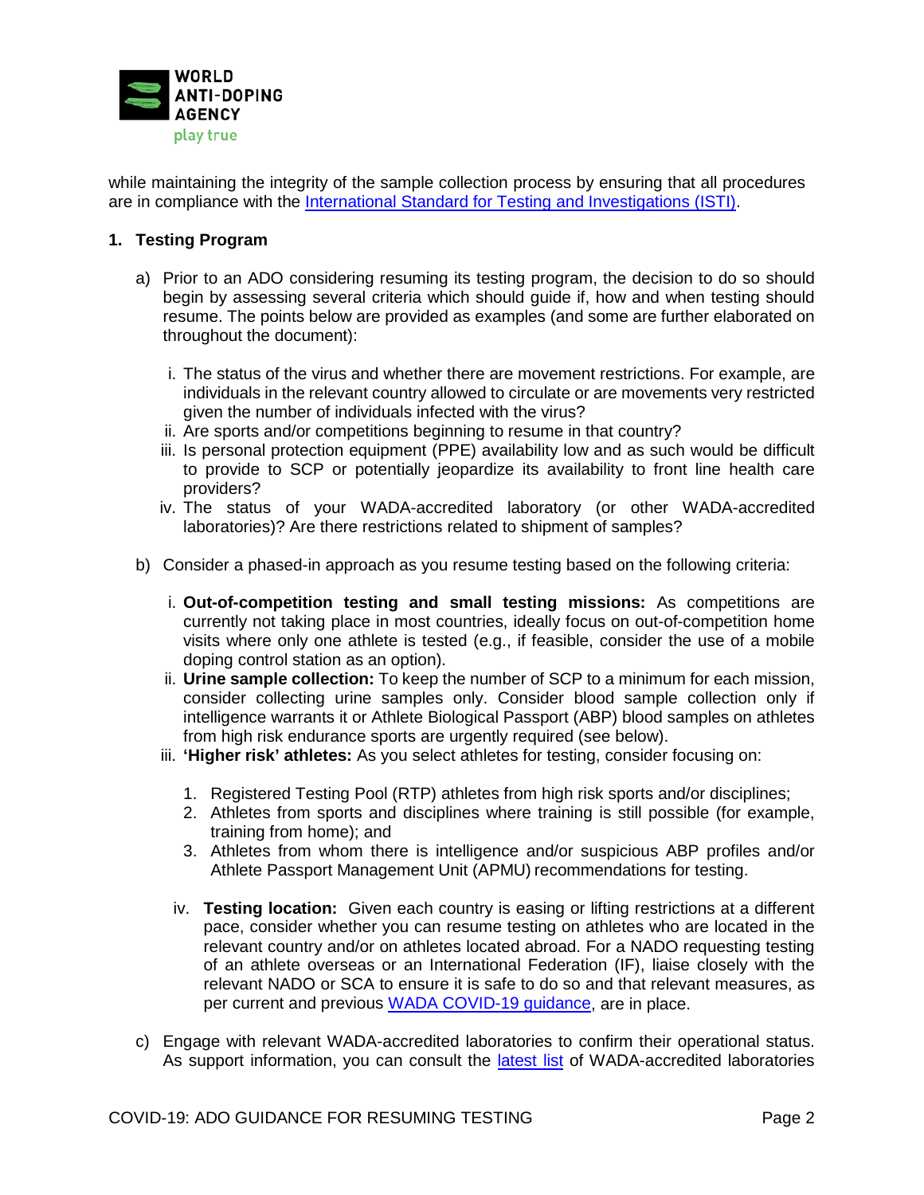while maintaining the integrity of the sample collection process by ensuring that all procedures are in compliance with the [International Standard for Testing and Investigations (ISTI)](#).

## 1. Testing Program

a) Prior to an ADO considering resuming its testing program, the decision to do so should begin by assessing several criteria which should guide if, how and when testing should resume. The points below are provided as examples (and some are further elaborated on throughout the document):

   i. The status of the virus and whether there are movement restrictions. For example, are individuals in the relevant country allowed to circulate or are movements very restricted given the number of individuals infected with the virus?
   ii. Are sports and/or competitions beginning to resume in that country?
   iii. Is personal protection equipment (PPE) availability low and as such would be difficult to provide to SCP or potentially jeopardize its availability to front line health care providers?
   iv. The status of your WADA-accredited laboratory (or other WADA-accredited laboratories)? Are there restrictions related to shipment of samples?

b) Consider a phased-in approach as you resume testing based on the following criteria:

   i. **Out-of-competition testing and small testing missions:** As competitions are currently not taking place in most countries, ideally focus on out-of-competition home visits where only one athlete is tested (e.g., if feasible, consider the use of a mobile doping control station as an option).
   ii. **Urine sample collection:** To keep the number of SCP to a minimum for each mission, consider collecting urine samples only. Consider blood sample collection only if intelligence warrants it or Athlete Biological Passport (ABP) blood samples on athletes from high risk endurance sports are urgently required (see below).
   iii. **'Higher risk' athletes:** As you select athletes for testing, consider focusing on:

      1. Registered Testing Pool (RTP) athletes from high risk sports and/or disciplines;
      2. Athletes from sports and disciplines where training is still possible (for example, training from home); and
      3. Athletes from whom there is intelligence and/or suspicious ABP profiles and/or Athlete Passport Management Unit (APMU) recommendations for testing.

   iv. **Testing location:** Given each country is easing or lifting restrictions at a different pace, consider whether you can resume testing on athletes who are located in the relevant country and/or on athletes located abroad. For a NADO requesting testing of an athlete overseas or an International Federation (IF), liaise closely with the relevant NADO or SCA to ensure it is safe to do so and that relevant measures, as per current and previous [WADA COVID-19 guidance](#), are in place.

c) Engage with relevant WADA-accredited laboratories to confirm their operational status. As support information, you can consult the [latest list](#) of WADA-accredited laboratories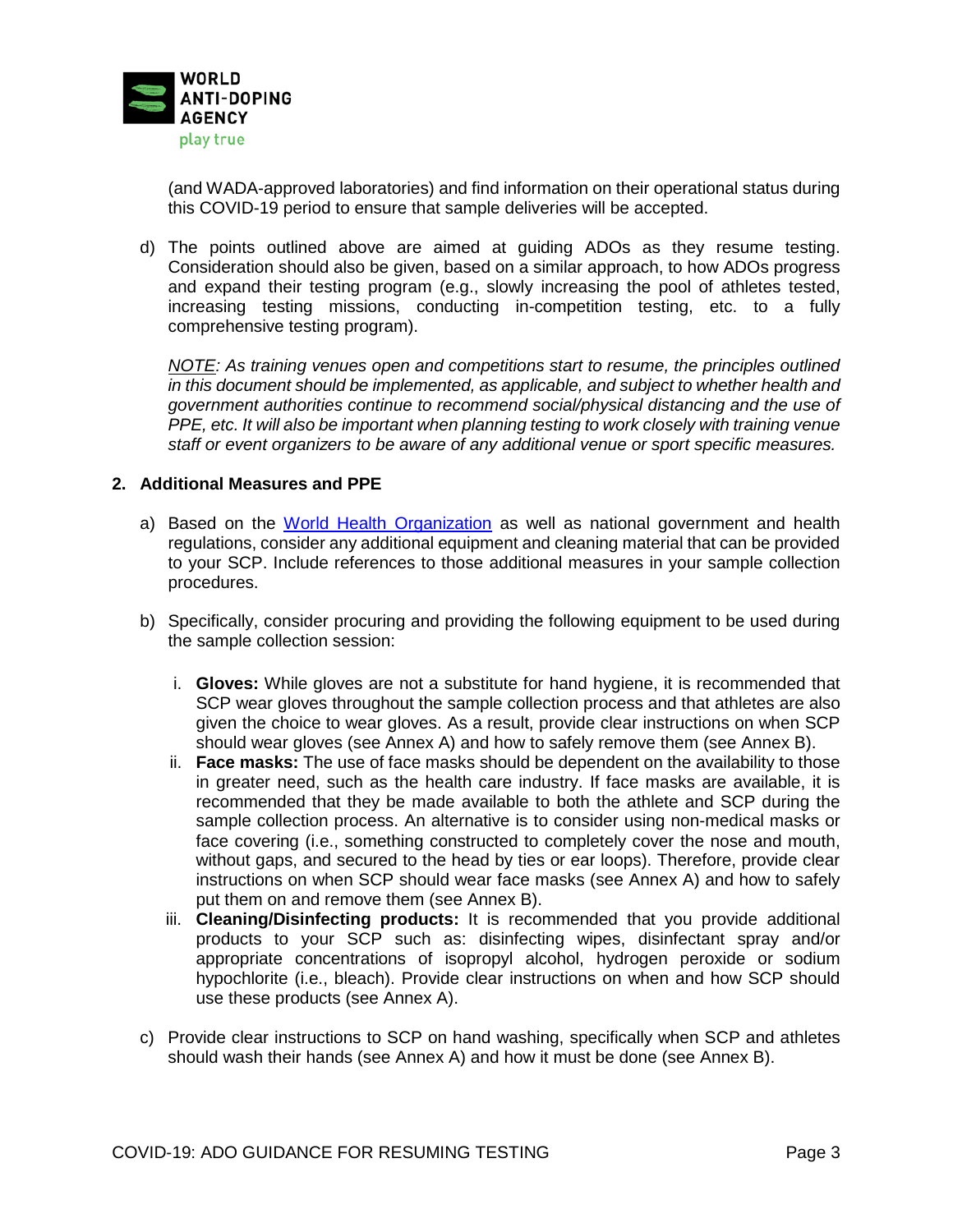(and WADA-approved laboratories) and find information on their operational status during this COVID-19 period to ensure that sample deliveries will be accepted.

d) The points outlined above are aimed at guiding ADOs as they resume testing. Consideration should also be given, based on a similar approach, to how ADOs progress and expand their testing program (e.g., slowly increasing the pool of athletes tested, increasing testing missions, conducting in-competition testing, etc. to a fully comprehensive testing program).

*<u>NOTE</u>: As training venues open and competitions start to resume, the principles outlined in this document should be implemented, as applicable, and subject to whether health and government authorities continue to recommend social/physical distancing and the use of PPE, etc. It will also be important when planning testing to work closely with training venue staff or event organizers to be aware of any additional venue or sport specific measures.*

## 2. Additional Measures and PPE

a) Based on the [World Health Organization]() as well as national government and health regulations, consider any additional equipment and cleaning material that can be provided to your SCP. Include references to those additional measures in your sample collection procedures.

b) Specifically, consider procuring and providing the following equipment to be used during the sample collection session:

   i. **Gloves:** While gloves are not a substitute for hand hygiene, it is recommended that SCP wear gloves throughout the sample collection process and that athletes are also given the choice to wear gloves. As a result, provide clear instructions on when SCP should wear gloves (see Annex A) and how to safely remove them (see Annex B).

   ii. **Face masks:** The use of face masks should be dependent on the availability to those in greater need, such as the health care industry. If face masks are available, it is recommended that they be made available to both the athlete and SCP during the sample collection process. An alternative is to consider using non-medical masks or face covering (i.e., something constructed to completely cover the nose and mouth, without gaps, and secured to the head by ties or ear loops). Therefore, provide clear instructions on when SCP should wear face masks (see Annex A) and how to safely put them on and remove them (see Annex B).

   iii. **Cleaning/Disinfecting products:** It is recommended that you provide additional products to your SCP such as: disinfecting wipes, disinfectant spray and/or appropriate concentrations of isopropyl alcohol, hydrogen peroxide or sodium hypochlorite (i.e., bleach). Provide clear instructions on when and how SCP should use these products (see Annex A).

c) Provide clear instructions to SCP on hand washing, specifically when SCP and athletes should wash their hands (see Annex A) and how it must be done (see Annex B).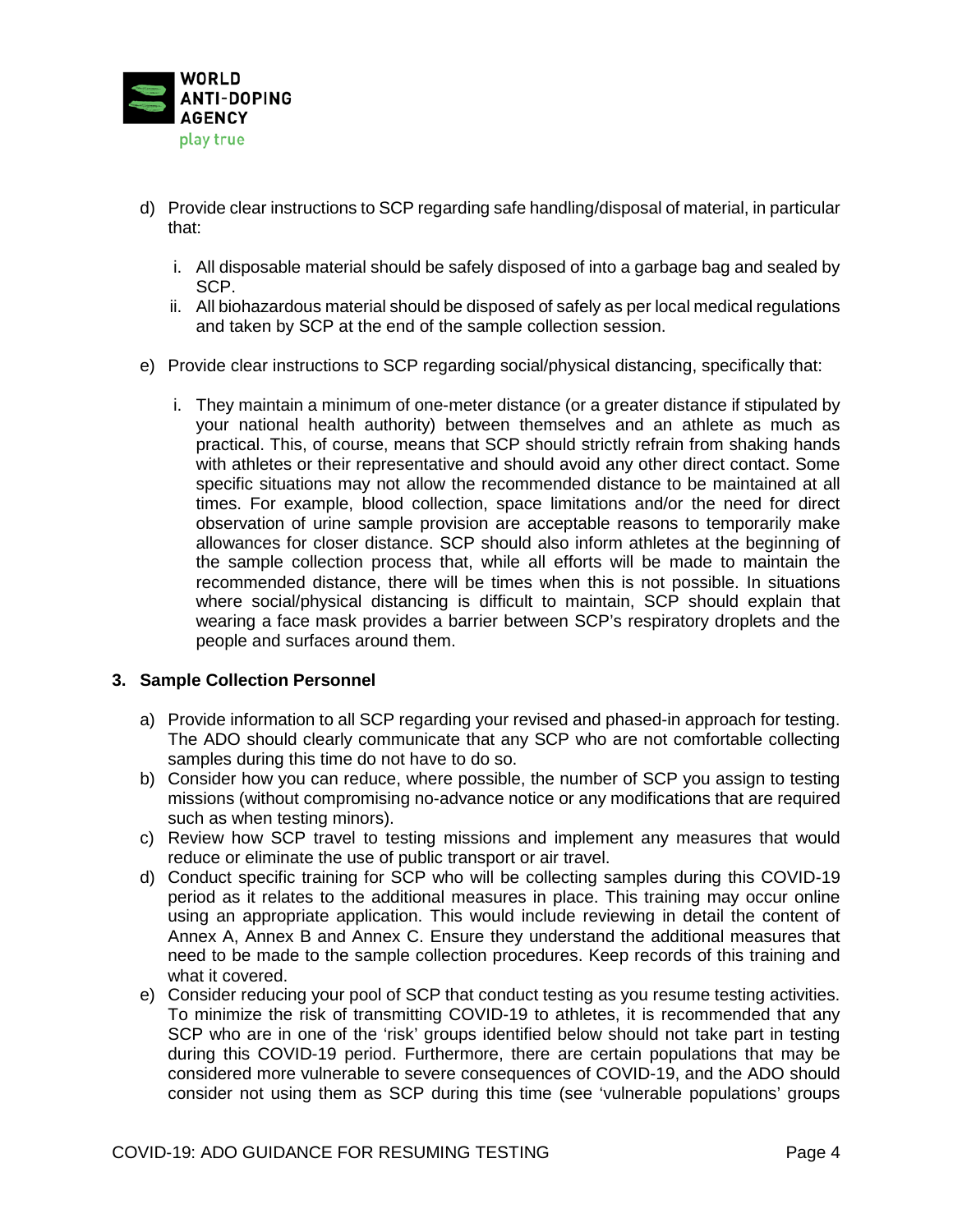d) Provide clear instructions to SCP regarding safe handling/disposal of material, in particular that:

   i. All disposable material should be safely disposed of into a garbage bag and sealed by SCP.
   ii. All biohazardous material should be disposed of safely as per local medical regulations and taken by SCP at the end of the sample collection session.

e) Provide clear instructions to SCP regarding social/physical distancing, specifically that:

   i. They maintain a minimum of one-meter distance (or a greater distance if stipulated by your national health authority) between themselves and an athlete as much as practical. This, of course, means that SCP should strictly refrain from shaking hands with athletes or their representative and should avoid any other direct contact. Some specific situations may not allow the recommended distance to be maintained at all times. For example, blood collection, space limitations and/or the need for direct observation of urine sample provision are acceptable reasons to temporarily make allowances for closer distance. SCP should also inform athletes at the beginning of the sample collection process that, while all efforts will be made to maintain the recommended distance, there will be times when this is not possible. In situations where social/physical distancing is difficult to maintain, SCP should explain that wearing a face mask provides a barrier between SCP's respiratory droplets and the people and surfaces around them.

## 3. Sample Collection Personnel

a) Provide information to all SCP regarding your revised and phased-in approach for testing. The ADO should clearly communicate that any SCP who are not comfortable collecting samples during this time do not have to do so.
b) Consider how you can reduce, where possible, the number of SCP you assign to testing missions (without compromising no-advance notice or any modifications that are required such as when testing minors).
c) Review how SCP travel to testing missions and implement any measures that would reduce or eliminate the use of public transport or air travel.
d) Conduct specific training for SCP who will be collecting samples during this COVID-19 period as it relates to the additional measures in place. This training may occur online using an appropriate application. This would include reviewing in detail the content of Annex A, Annex B and Annex C. Ensure they understand the additional measures that need to be made to the sample collection procedures. Keep records of this training and what it covered.
e) Consider reducing your pool of SCP that conduct testing as you resume testing activities. To minimize the risk of transmitting COVID-19 to athletes, it is recommended that any SCP who are in one of the 'risk' groups identified below should not take part in testing during this COVID-19 period. Furthermore, there are certain populations that may be considered more vulnerable to severe consequences of COVID-19, and the ADO should consider not using them as SCP during this time (see 'vulnerable populations' groups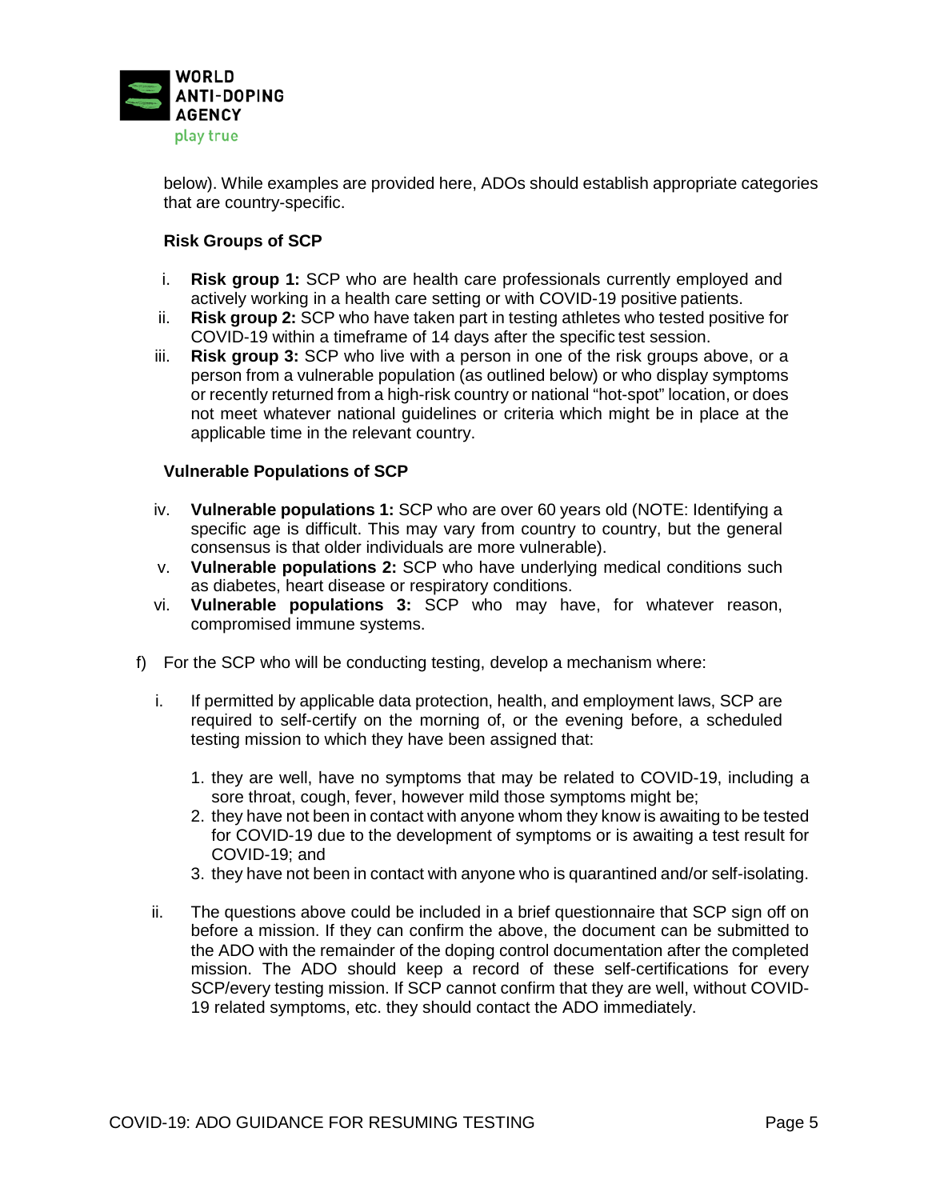below). While examples are provided here, ADOs should establish appropriate categories that are country-specific.

**Risk Groups of SCP**

i. **Risk group 1:** SCP who are health care professionals currently employed and actively working in a health care setting or with COVID-19 positive patients.
ii. **Risk group 2:** SCP who have taken part in testing athletes who tested positive for COVID-19 within a timeframe of 14 days after the specific test session.
iii. **Risk group 3:** SCP who live with a person in one of the risk groups above, or a person from a vulnerable population (as outlined below) or who display symptoms or recently returned from a high-risk country or national "hot-spot" location, or does not meet whatever national guidelines or criteria which might be in place at the applicable time in the relevant country.

**Vulnerable Populations of SCP**

iv. **Vulnerable populations 1:** SCP who are over 60 years old (NOTE: Identifying a specific age is difficult. This may vary from country to country, but the general consensus is that older individuals are more vulnerable).
v. **Vulnerable populations 2:** SCP who have underlying medical conditions such as diabetes, heart disease or respiratory conditions.
vi. **Vulnerable populations 3:** SCP who may have, for whatever reason, compromised immune systems.

f) For the SCP who will be conducting testing, develop a mechanism where:

i. If permitted by applicable data protection, health, and employment laws, SCP are required to self-certify on the morning of, or the evening before, a scheduled testing mission to which they have been assigned that:

1. they are well, have no symptoms that may be related to COVID-19, including a sore throat, cough, fever, however mild those symptoms might be;
2. they have not been in contact with anyone whom they know is awaiting to be tested for COVID-19 due to the development of symptoms or is awaiting a test result for COVID-19; and
3. they have not been in contact with anyone who is quarantined and/or self-isolating.

ii. The questions above could be included in a brief questionnaire that SCP sign off on before a mission. If they can confirm the above, the document can be submitted to the ADO with the remainder of the doping control documentation after the completed mission. The ADO should keep a record of these self-certifications for every SCP/every testing mission. If SCP cannot confirm that they are well, without COVID-19 related symptoms, etc. they should contact the ADO immediately.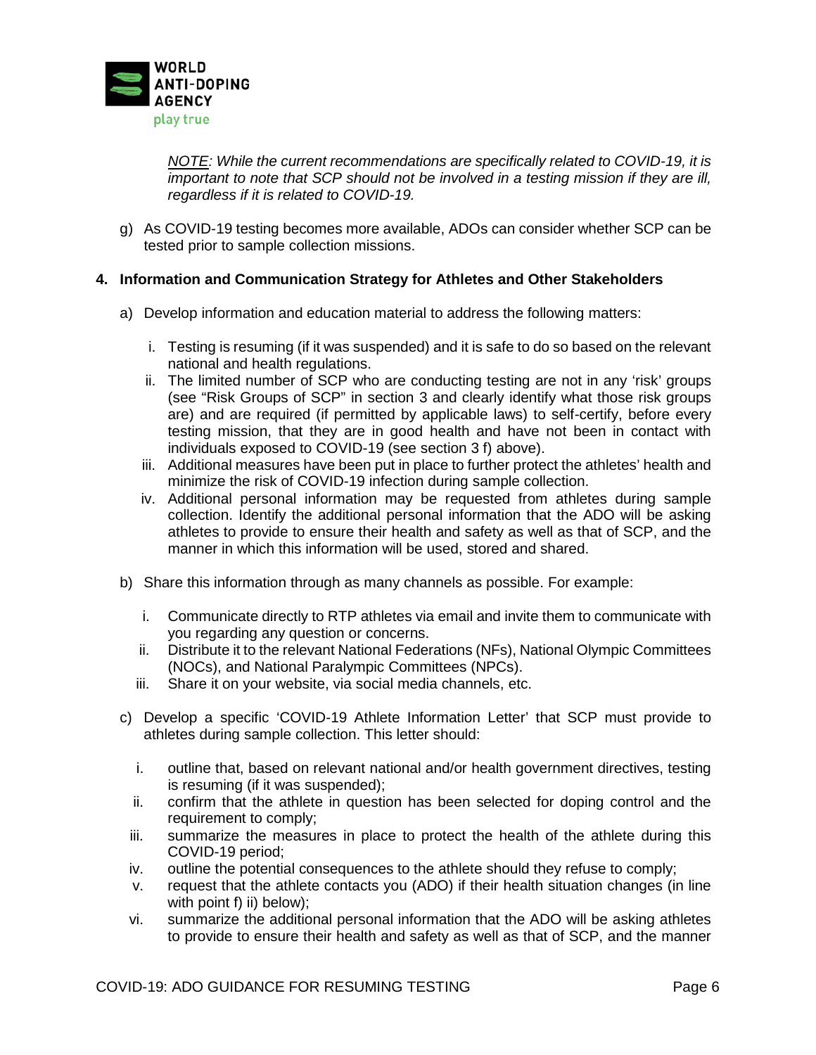*NOTE: While the current recommendations are specifically related to COVID-19, it is important to note that SCP should not be involved in a testing mission if they are ill, regardless if it is related to COVID-19.*

g) As COVID-19 testing becomes more available, ADOs can consider whether SCP can be tested prior to sample collection missions.

**4. Information and Communication Strategy for Athletes and Other Stakeholders**

a) Develop information and education material to address the following matters:

   i. Testing is resuming (if it was suspended) and it is safe to do so based on the relevant national and health regulations.
   ii. The limited number of SCP who are conducting testing are not in any 'risk' groups (see "Risk Groups of SCP" in section 3 and clearly identify what those risk groups are) and are required (if permitted by applicable laws) to self-certify, before every testing mission, that they are in good health and have not been in contact with individuals exposed to COVID-19 (see section 3 f) above).
   iii. Additional measures have been put in place to further protect the athletes' health and minimize the risk of COVID-19 infection during sample collection.
   iv. Additional personal information may be requested from athletes during sample collection. Identify the additional personal information that the ADO will be asking athletes to provide to ensure their health and safety as well as that of SCP, and the manner in which this information will be used, stored and shared.

b) Share this information through as many channels as possible. For example:

   i. Communicate directly to RTP athletes via email and invite them to communicate with you regarding any question or concerns.
   ii. Distribute it to the relevant National Federations (NFs), National Olympic Committees (NOCs), and National Paralympic Committees (NPCs).
   iii. Share it on your website, via social media channels, etc.

c) Develop a specific 'COVID-19 Athlete Information Letter' that SCP must provide to athletes during sample collection. This letter should:

   i. outline that, based on relevant national and/or health government directives, testing is resuming (if it was suspended);
   ii. confirm that the athlete in question has been selected for doping control and the requirement to comply;
   iii. summarize the measures in place to protect the health of the athlete during this COVID-19 period;
   iv. outline the potential consequences to the athlete should they refuse to comply;
   v. request that the athlete contacts you (ADO) if their health situation changes (in line with point f) ii) below);
   vi. summarize the additional personal information that the ADO will be asking athletes to provide to ensure their health and safety as well as that of SCP, and the manner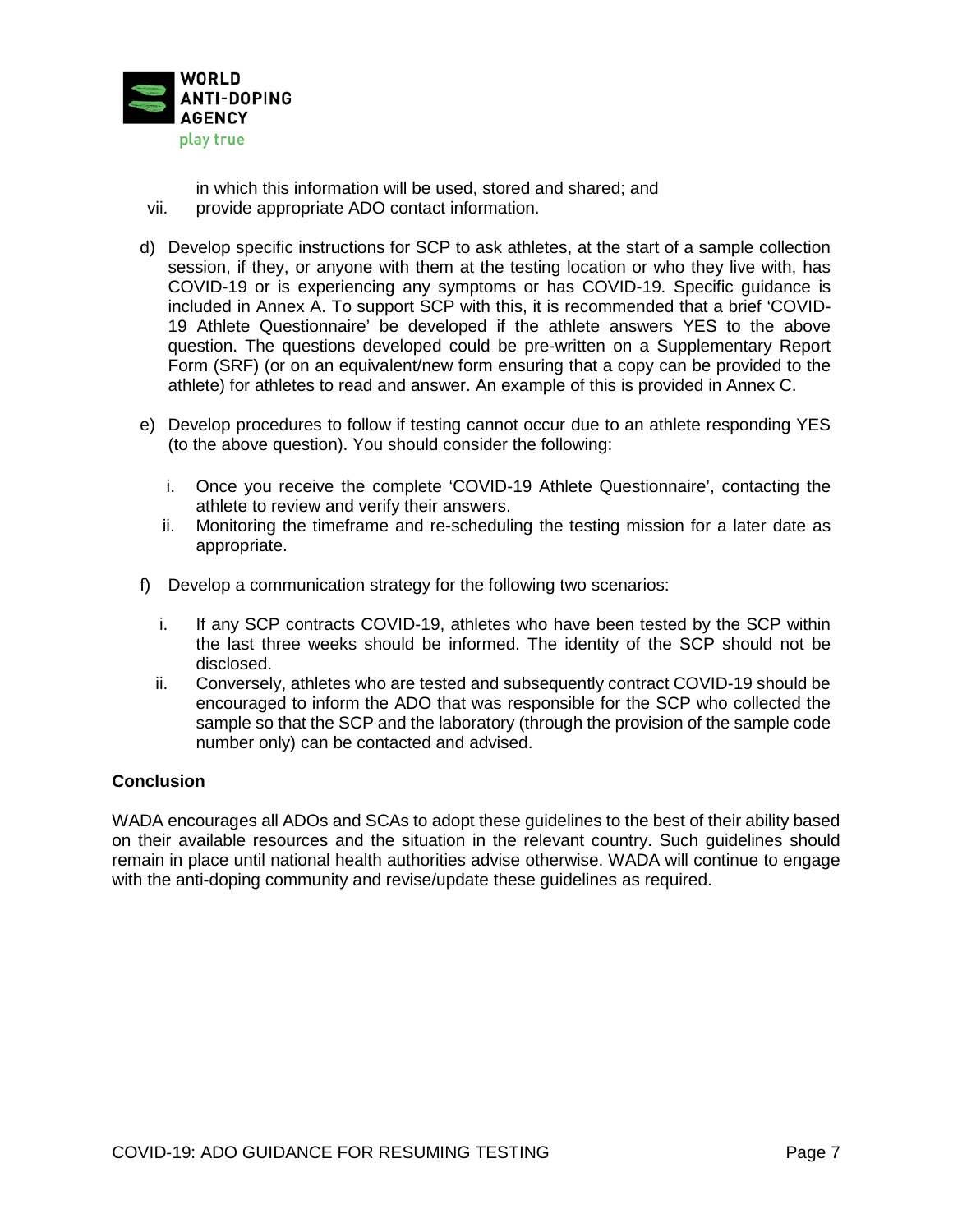in which this information will be used, stored and shared; and

vii. provide appropriate ADO contact information.

d) Develop specific instructions for SCP to ask athletes, at the start of a sample collection session, if they, or anyone with them at the testing location or who they live with, has COVID-19 or is experiencing any symptoms or has COVID-19. Specific guidance is included in Annex A. To support SCP with this, it is recommended that a brief 'COVID-19 Athlete Questionnaire' be developed if the athlete answers YES to the above question. The questions developed could be pre-written on a Supplementary Report Form (SRF) (or on an equivalent/new form ensuring that a copy can be provided to the athlete) for athletes to read and answer. An example of this is provided in Annex C.

e) Develop procedures to follow if testing cannot occur due to an athlete responding YES (to the above question). You should consider the following:

   i. Once you receive the complete 'COVID-19 Athlete Questionnaire', contacting the athlete to review and verify their answers.
   ii. Monitoring the timeframe and re-scheduling the testing mission for a later date as appropriate.

f) Develop a communication strategy for the following two scenarios:

   i. If any SCP contracts COVID-19, athletes who have been tested by the SCP within the last three weeks should be informed. The identity of the SCP should not be disclosed.
   ii. Conversely, athletes who are tested and subsequently contract COVID-19 should be encouraged to inform the ADO that was responsible for the SCP who collected the sample so that the SCP and the laboratory (through the provision of the sample code number only) can be contacted and advised.

**Conclusion**

WADA encourages all ADOs and SCAs to adopt these guidelines to the best of their ability based on their available resources and the situation in the relevant country. Such guidelines should remain in place until national health authorities advise otherwise. WADA will continue to engage with the anti-doping community and revise/update these guidelines as required.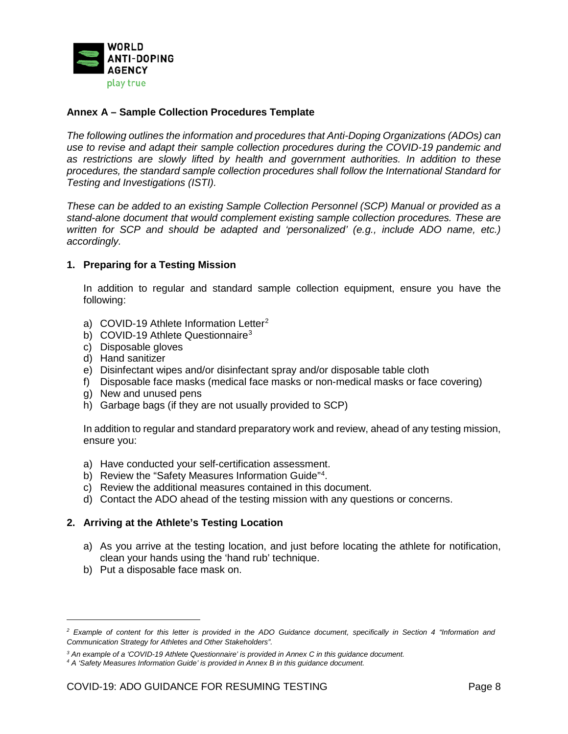## Annex A – Sample Collection Procedures Template

*The following outlines the information and procedures that Anti-Doping Organizations (ADOs) can use to revise and adapt their sample collection procedures during the COVID-19 pandemic and as restrictions are slowly lifted by health and government authorities. In addition to these procedures, the standard sample collection procedures shall follow the International Standard for Testing and Investigations (ISTI).*

*These can be added to an existing Sample Collection Personnel (SCP) Manual or provided as a stand-alone document that would complement existing sample collection procedures. These are written for SCP and should be adapted and 'personalized' (e.g., include ADO name, etc.) accordingly.*

### 1. Preparing for a Testing Mission

In addition to regular and standard sample collection equipment, ensure you have the following:

a) COVID-19 Athlete Information Letter[2]
b) COVID-19 Athlete Questionnaire[3]
c) Disposable gloves
d) Hand sanitizer
e) Disinfectant wipes and/or disinfectant spray and/or disposable table cloth
f) Disposable face masks (medical face masks or non-medical masks or face covering)
g) New and unused pens
h) Garbage bags (if they are not usually provided to SCP)

In addition to regular and standard preparatory work and review, ahead of any testing mission, ensure you:

a) Have conducted your self-certification assessment.
b) Review the "Safety Measures Information Guide"[4].
c) Review the additional measures contained in this document.
d) Contact the ADO ahead of the testing mission with any questions or concerns.

### 2. Arriving at the Athlete's Testing Location

a) As you arrive at the testing location, and just before locating the athlete for notification, clean your hands using the 'hand rub' technique.
b) Put a disposable face mask on.

---

*[2] Example of content for this letter is provided in the ADO Guidance document, specifically in Section 4 "Information and Communication Strategy for Athletes and Other Stakeholders".*

*[3] An example of a 'COVID-19 Athlete Questionnaire' is provided in Annex C in this guidance document.*

*[4] A 'Safety Measures Information Guide' is provided in Annex B in this guidance document.*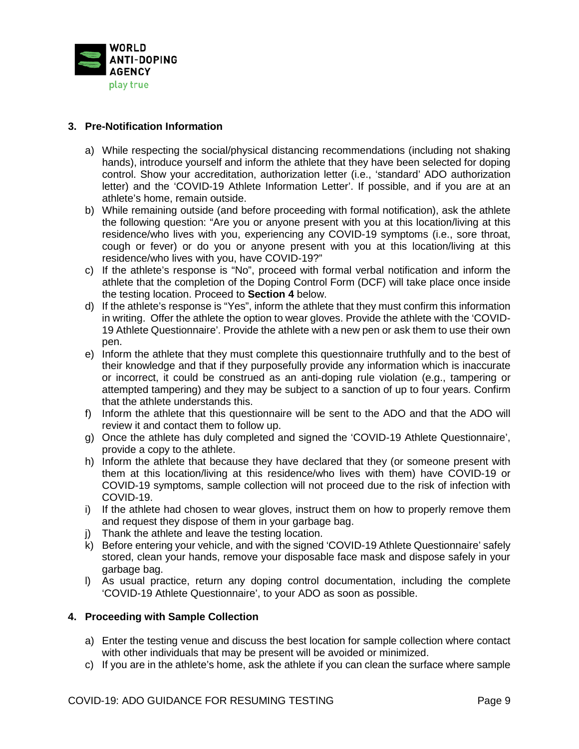### 3. Pre-Notification Information

a) While respecting the social/physical distancing recommendations (including not shaking hands), introduce yourself and inform the athlete that they have been selected for doping control. Show your accreditation, authorization letter (i.e., 'standard' ADO authorization letter) and the 'COVID-19 Athlete Information Letter'. If possible, and if you are at an athlete's home, remain outside.

b) While remaining outside (and before proceeding with formal notification), ask the athlete the following question: "Are you or anyone present with you at this location/living at this residence/who lives with you, experiencing any COVID-19 symptoms (i.e., sore throat, cough or fever) or do you or anyone present with you at this location/living at this residence/who lives with you, have COVID-19?"

c) If the athlete's response is "No", proceed with formal verbal notification and inform the athlete that the completion of the Doping Control Form (DCF) will take place once inside the testing location. Proceed to **Section 4** below.

d) If the athlete's response is "Yes", inform the athlete that they must confirm this information in writing. Offer the athlete the option to wear gloves. Provide the athlete with the 'COVID-19 Athlete Questionnaire'. Provide the athlete with a new pen or ask them to use their own pen.

e) Inform the athlete that they must complete this questionnaire truthfully and to the best of their knowledge and that if they purposefully provide any information which is inaccurate or incorrect, it could be construed as an anti-doping rule violation (e.g., tampering or attempted tampering) and they may be subject to a sanction of up to four years. Confirm that the athlete understands this.

f) Inform the athlete that this questionnaire will be sent to the ADO and that the ADO will review it and contact them to follow up.

g) Once the athlete has duly completed and signed the 'COVID-19 Athlete Questionnaire', provide a copy to the athlete.

h) Inform the athlete that because they have declared that they (or someone present with them at this location/living at this residence/who lives with them) have COVID-19 or COVID-19 symptoms, sample collection will not proceed due to the risk of infection with COVID-19.

i) If the athlete had chosen to wear gloves, instruct them on how to properly remove them and request they dispose of them in your garbage bag.

j) Thank the athlete and leave the testing location.

k) Before entering your vehicle, and with the signed 'COVID-19 Athlete Questionnaire' safely stored, clean your hands, remove your disposable face mask and dispose safely in your garbage bag.

l) As usual practice, return any doping control documentation, including the complete 'COVID-19 Athlete Questionnaire', to your ADO as soon as possible.

### 4. Proceeding with Sample Collection

a) Enter the testing venue and discuss the best location for sample collection where contact with other individuals that may be present will be avoided or minimized.

c) If you are in the athlete's home, ask the athlete if you can clean the surface where sample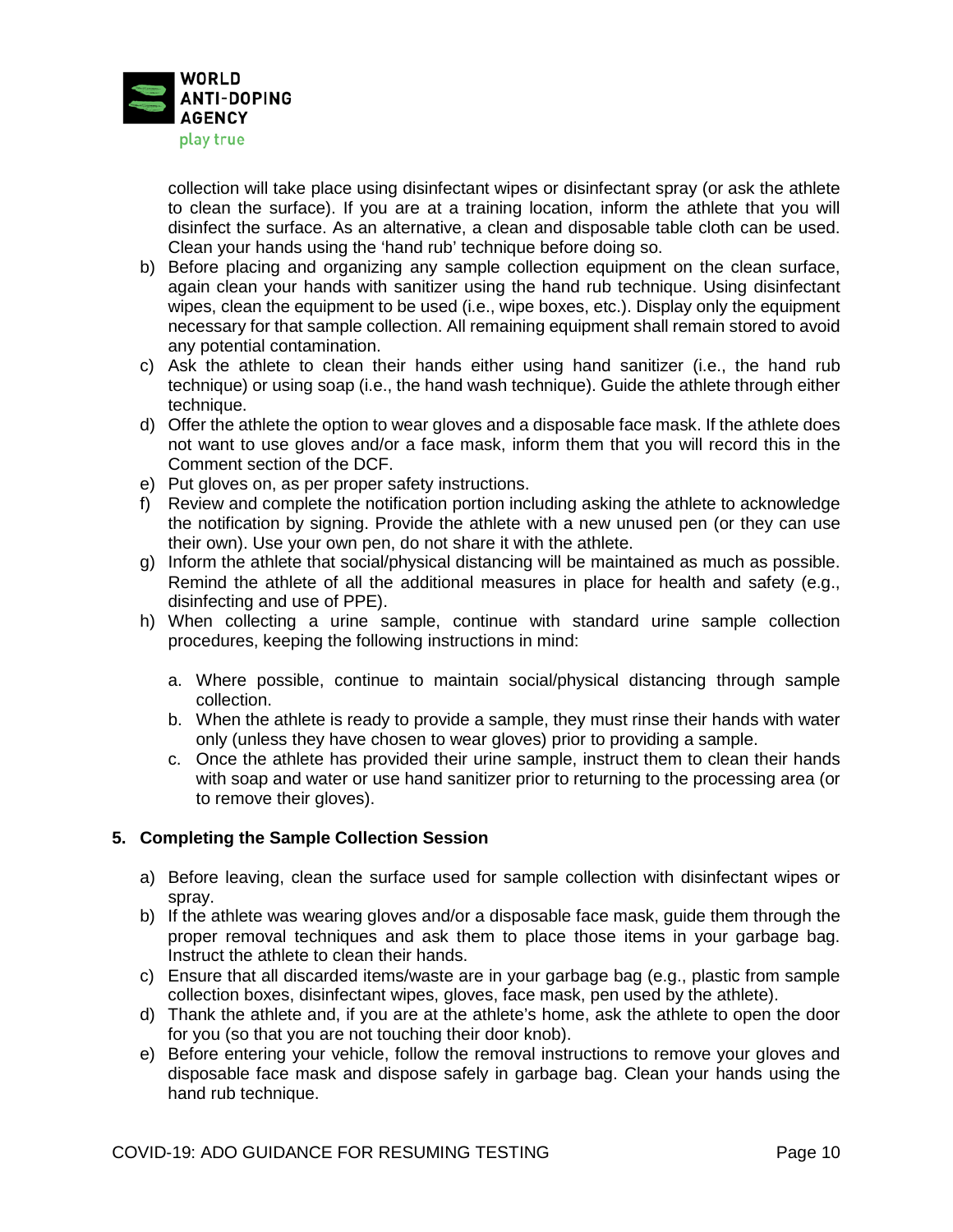collection will take place using disinfectant wipes or disinfectant spray (or ask the athlete to clean the surface). If you are at a training location, inform the athlete that you will disinfect the surface. As an alternative, a clean and disposable table cloth can be used. Clean your hands using the 'hand rub' technique before doing so.

b) Before placing and organizing any sample collection equipment on the clean surface, again clean your hands with sanitizer using the hand rub technique. Using disinfectant wipes, clean the equipment to be used (i.e., wipe boxes, etc.). Display only the equipment necessary for that sample collection. All remaining equipment shall remain stored to avoid any potential contamination.
c) Ask the athlete to clean their hands either using hand sanitizer (i.e., the hand rub technique) or using soap (i.e., the hand wash technique). Guide the athlete through either technique.
d) Offer the athlete the option to wear gloves and a disposable face mask. If the athlete does not want to use gloves and/or a face mask, inform them that you will record this in the Comment section of the DCF.
e) Put gloves on, as per proper safety instructions.
f) Review and complete the notification portion including asking the athlete to acknowledge the notification by signing. Provide the athlete with a new unused pen (or they can use their own). Use your own pen, do not share it with the athlete.
g) Inform the athlete that social/physical distancing will be maintained as much as possible. Remind the athlete of all the additional measures in place for health and safety (e.g., disinfecting and use of PPE).
h) When collecting a urine sample, continue with standard urine sample collection procedures, keeping the following instructions in mind:

    a. Where possible, continue to maintain social/physical distancing through sample collection.
    b. When the athlete is ready to provide a sample, they must rinse their hands with water only (unless they have chosen to wear gloves) prior to providing a sample.
    c. Once the athlete has provided their urine sample, instruct them to clean their hands with soap and water or use hand sanitizer prior to returning to the processing area (or to remove their gloves).

## 5. Completing the Sample Collection Session

a) Before leaving, clean the surface used for sample collection with disinfectant wipes or spray.
b) If the athlete was wearing gloves and/or a disposable face mask, guide them through the proper removal techniques and ask them to place those items in your garbage bag. Instruct the athlete to clean their hands.
c) Ensure that all discarded items/waste are in your garbage bag (e.g., plastic from sample collection boxes, disinfectant wipes, gloves, face mask, pen used by the athlete).
d) Thank the athlete and, if you are at the athlete's home, ask the athlete to open the door for you (so that you are not touching their door knob).
e) Before entering your vehicle, follow the removal instructions to remove your gloves and disposable face mask and dispose safely in garbage bag. Clean your hands using the hand rub technique.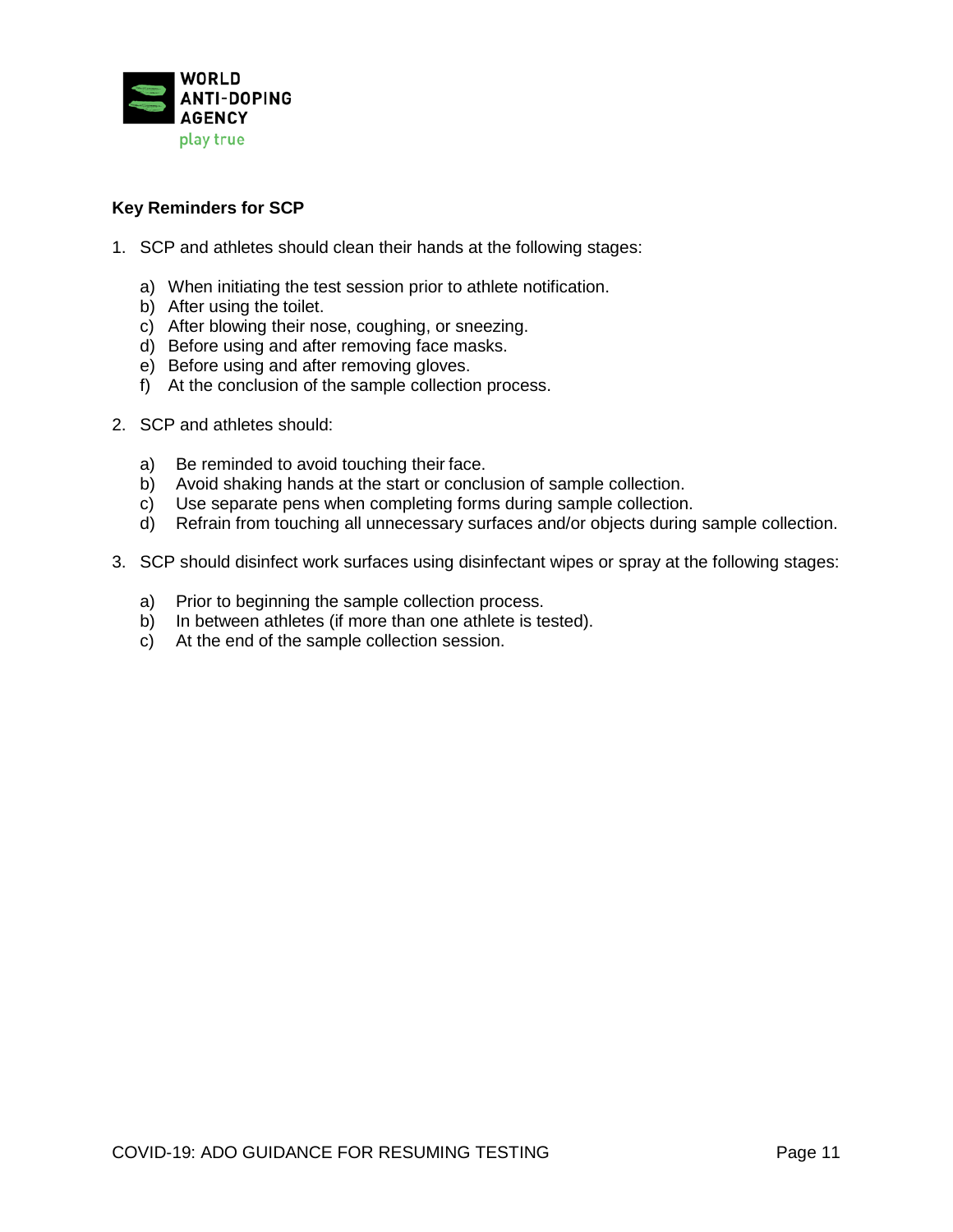**Key Reminders for SCP**

1. SCP and athletes should clean their hands at the following stages:

    a) When initiating the test session prior to athlete notification.
    b) After using the toilet.
    c) After blowing their nose, coughing, or sneezing.
    d) Before using and after removing face masks.
    e) Before using and after removing gloves.
    f) At the conclusion of the sample collection process.

2. SCP and athletes should:

    a) Be reminded to avoid touching their face.
    b) Avoid shaking hands at the start or conclusion of sample collection.
    c) Use separate pens when completing forms during sample collection.
    d) Refrain from touching all unnecessary surfaces and/or objects during sample collection.

3. SCP should disinfect work surfaces using disinfectant wipes or spray at the following stages:

    a) Prior to beginning the sample collection process.
    b) In between athletes (if more than one athlete is tested).
    c) At the end of the sample collection session.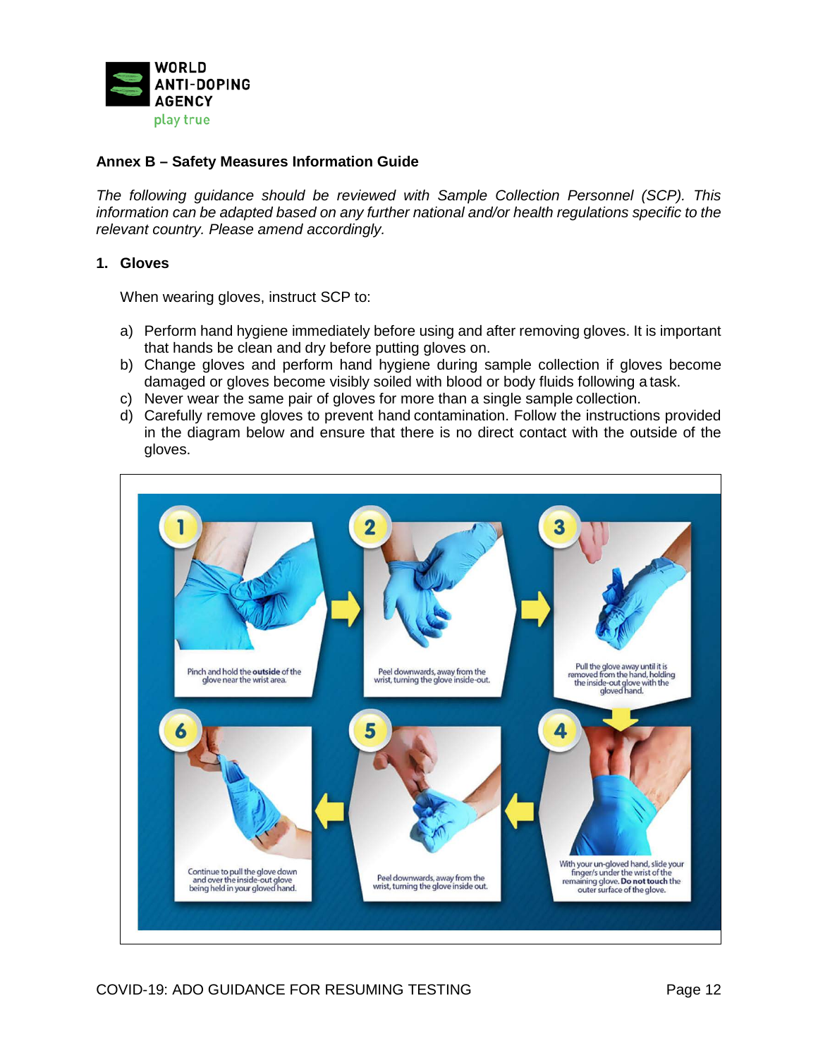**Annex B – Safety Measures Information Guide**

*The following guidance should be reviewed with Sample Collection Personnel (SCP). This information can be adapted based on any further national and/or health regulations specific to the relevant country. Please amend accordingly.*

**1. Gloves**

When wearing gloves, instruct SCP to:

a) Perform hand hygiene immediately before using and after removing gloves. It is important that hands be clean and dry before putting gloves on.
b) Change gloves and perform hand hygiene during sample collection if gloves become damaged or gloves become visibly soiled with blood or body fluids following a task.
c) Never wear the same pair of gloves for more than a single sample collection.
d) Carefully remove gloves to prevent hand contamination. Follow the instructions provided in the diagram below and ensure that there is no direct contact with the outside of the gloves.

1. Pinch and hold the **outside** of the glove near the wrist area.
2. Peel downwards, away from the wrist, turning the glove inside-out.
3. Pull the glove away until it is removed from the hand, holding the inside-out glove with the gloved hand.
4. With your un-gloved hand, slide your finger/s under the wrist of the remaining glove. **Do not touch** the outer surface of the glove.
5. Peel downwards, away from the wrist, turning the glove inside out.
6. Continue to pull the glove down and over the inside-out glove being held in your gloved hand.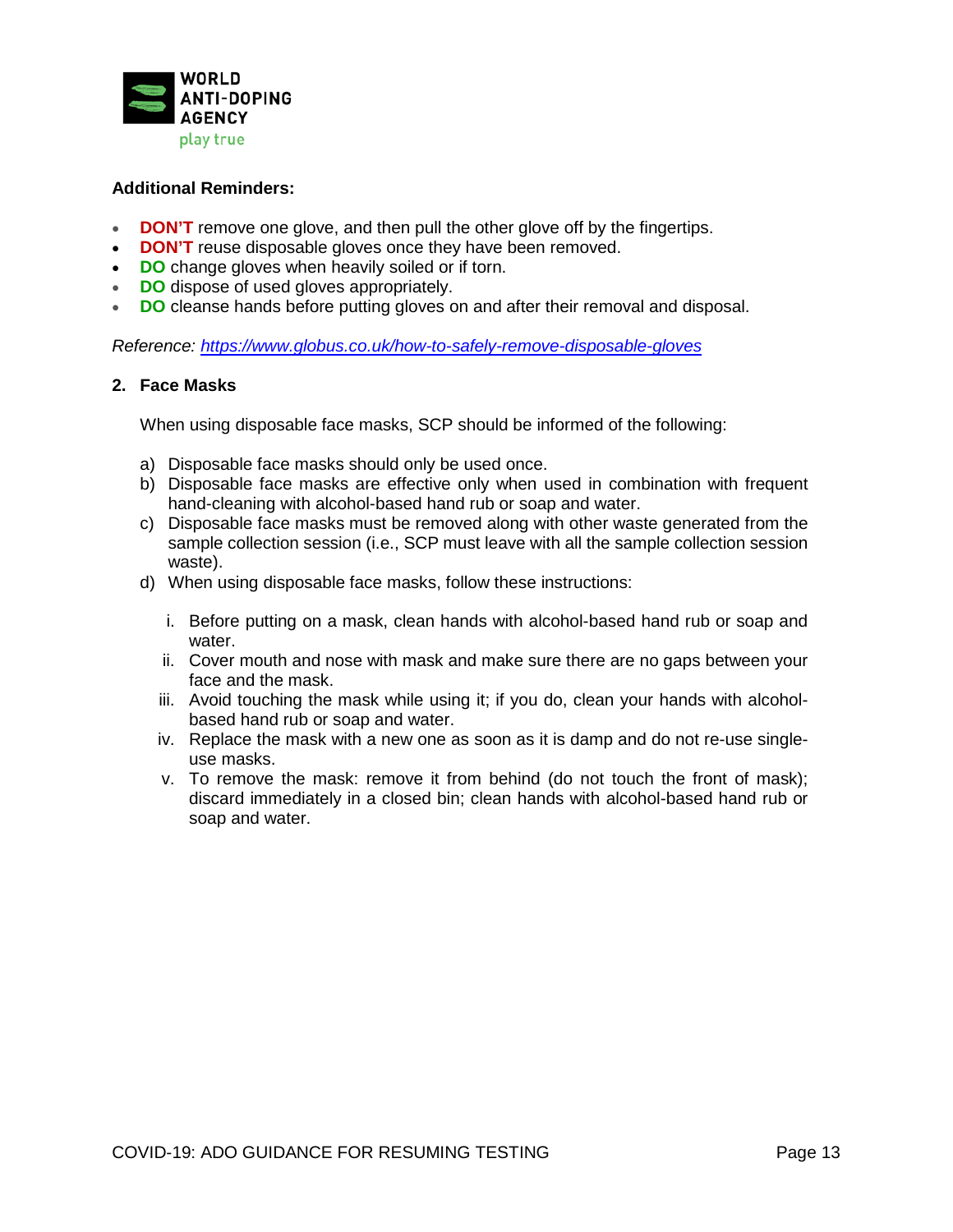**Additional Reminders:**

- **DON'T** remove one glove, and then pull the other glove off by the fingertips.
- **DON'T** reuse disposable gloves once they have been removed.
- **DO** change gloves when heavily soiled or if torn.
- **DO** dispose of used gloves appropriately.
- **DO** cleanse hands before putting gloves on and after their removal and disposal.

*Reference: https://www.globus.co.uk/how-to-safely-remove-disposable-gloves*

## 2. Face Masks

When using disposable face masks, SCP should be informed of the following:

a) Disposable face masks should only be used once.
b) Disposable face masks are effective only when used in combination with frequent hand-cleaning with alcohol-based hand rub or soap and water.
c) Disposable face masks must be removed along with other waste generated from the sample collection session (i.e., SCP must leave with all the sample collection session waste).
d) When using disposable face masks, follow these instructions:

   i. Before putting on a mask, clean hands with alcohol-based hand rub or soap and water.
   ii. Cover mouth and nose with mask and make sure there are no gaps between your face and the mask.
   iii. Avoid touching the mask while using it; if you do, clean your hands with alcohol-based hand rub or soap and water.
   iv. Replace the mask with a new one as soon as it is damp and do not re-use single-use masks.
   v. To remove the mask: remove it from behind (do not touch the front of mask); discard immediately in a closed bin; clean hands with alcohol-based hand rub or soap and water.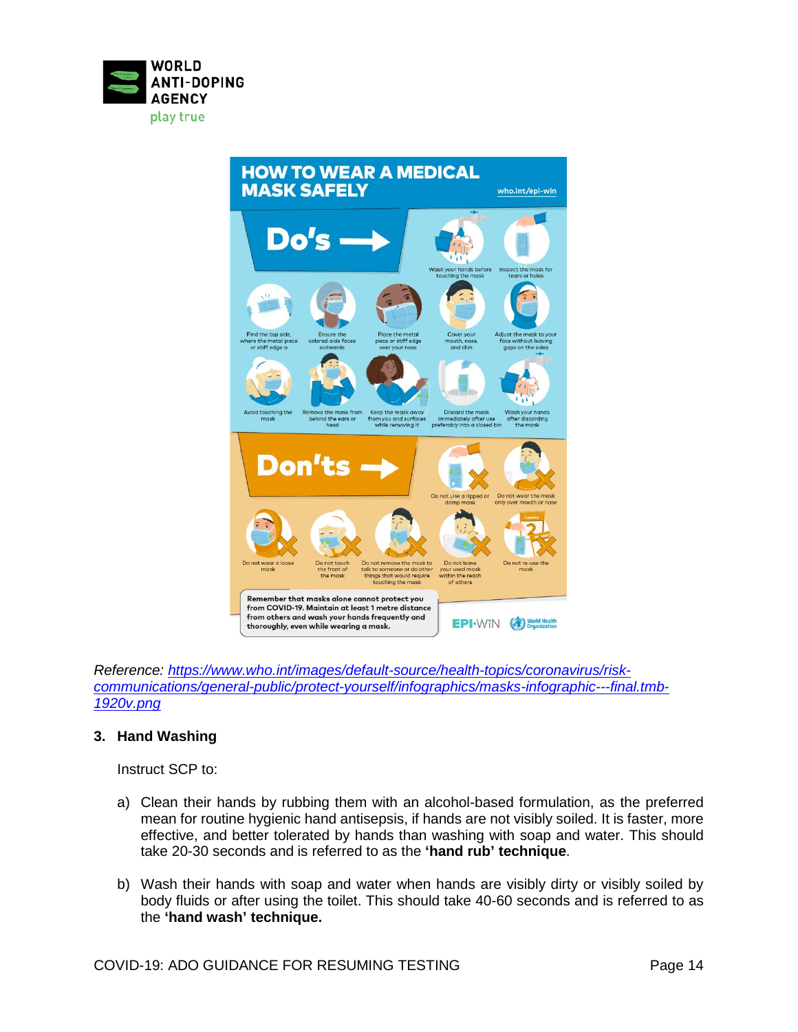## HOW TO WEAR A MEDICAL MASK SAFELY

who.int/epi-win

**Do's**

- Wash your hands before touching the mask
- Inspect the mask for tears or holes
- Find the top side, where the metal piece or stiff edge is
- Ensure the colored-side faces outwards
- Place the metal piece or stiff edge over your nose
- Cover your mouth, nose, and chin
- Adjust the mask to your face without leaving gaps on the sides
- Avoid touching the mask
- Remove the mask from behind the ears or head
- Keep the mask away from you and surfaces while removing it
- Discard the mask immediately after use preferably into a closed bin
- Wash your hands after discarding the mask

**Don'ts**

- Do not Use a ripped or damp mask
- Do not wear the mask only over mouth or nose
- Do not wear a loose mask
- Do not touch the front of the mask
- Do not remove the mask to talk to someone or do other things that would require touching the mask
- Do not leave your used mask within the reach of others
- Do not re-use the mask

**Remember that masks alone cannot protect you from COVID-19. Maintain at least 1 metre distance from others and wash your hands frequently and thoroughly, even while wearing a mask.**

EPI-WiN World Health Organization

*Reference: https://www.who.int/images/default-source/health-topics/coronavirus/risk-communications/general-public/protect-yourself/infographics/masks-infographic---final.tmb-1920v.png*

### 3. Hand Washing

Instruct SCP to:

a) Clean their hands by rubbing them with an alcohol-based formulation, as the preferred mean for routine hygienic hand antisepsis, if hands are not visibly soiled. It is faster, more effective, and better tolerated by hands than washing with soap and water. This should take 20-30 seconds and is referred to as the **'hand rub' technique**.

b) Wash their hands with soap and water when hands are visibly dirty or visibly soiled by body fluids or after using the toilet. This should take 40-60 seconds and is referred to as the **'hand wash' technique.**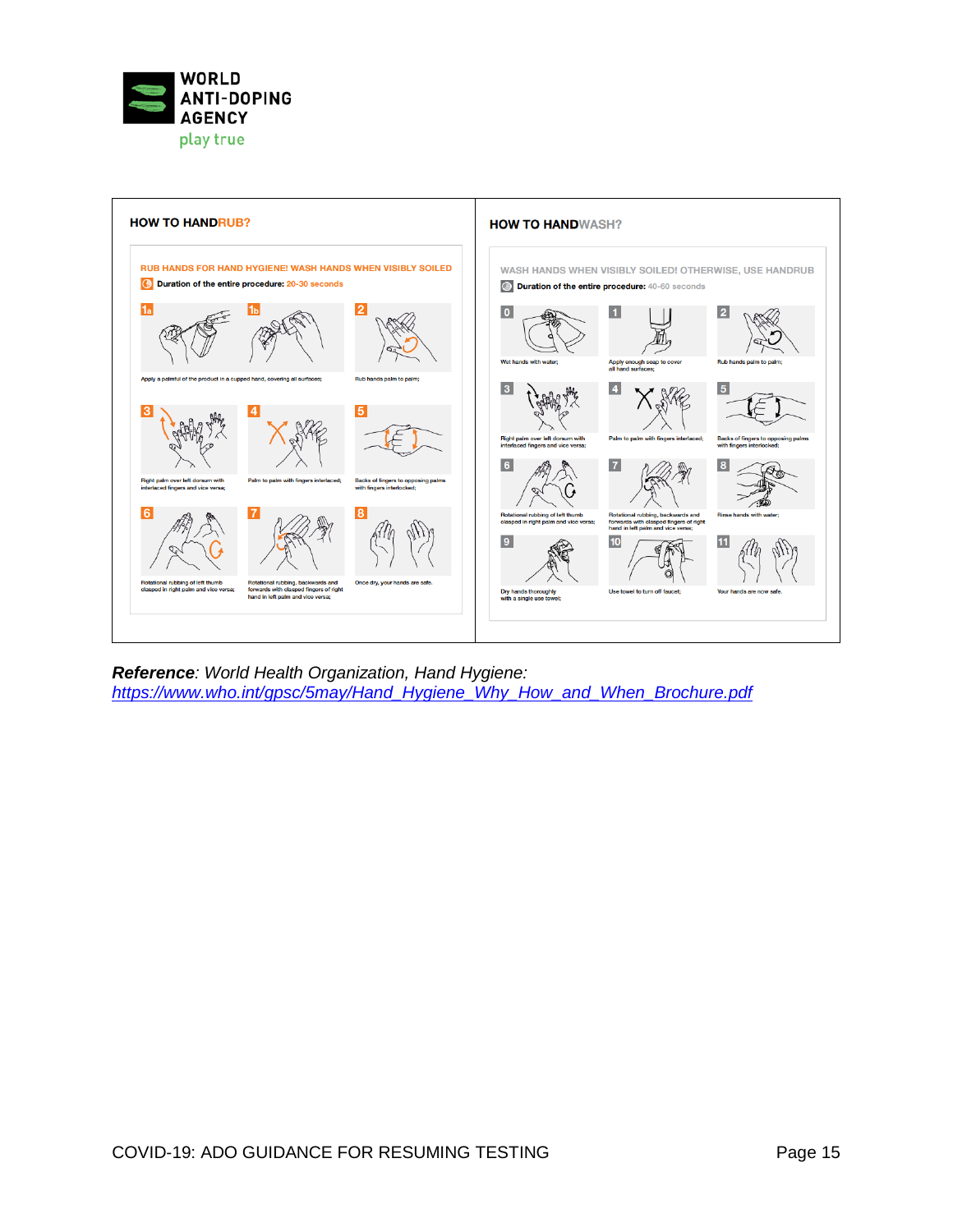## HOW TO HANDRUB?

**RUB HANDS FOR HAND HYGIENE! WASH HANDS WHEN VISIBLY SOILED**

**Duration of the entire procedure:** 20-30 seconds

1a, 1b. Apply a palmful of the product in a cupped hand, covering all surfaces;

2. Rub hands palm to palm;

3. Right palm over left dorsum with interlaced fingers and vice versa;

4. Palm to palm with fingers interlaced;

5. Backs of fingers to opposing palms with fingers interlocked;

6. Rotational rubbing of left thumb clasped in right palm and vice versa;

7. Rotational rubbing, backwards and forwards with clasped fingers of right hand in left palm and vice versa;

8. Once dry, your hands are safe.

## HOW TO HANDWASH?

**WASH HANDS WHEN VISIBLY SOILED! OTHERWISE, USE HANDRUB**

**Duration of the entire procedure:** 40-60 seconds

0. Wet hands with water;

1. Apply enough soap to cover all hand surfaces;

2. Rub hands palm to palm;

3. Right palm over left dorsum with interlaced fingers and vice versa;

4. Palm to palm with fingers interlaced;

5. Backs of fingers to opposing palms with fingers interlocked;

6. Rotational rubbing of left thumb clasped in right palm and vice versa;

7. Rotational rubbing, backwards and forwards with clasped fingers of right hand in left palm and vice versa;

8. Rinse hands with water;

9. Dry hands thoroughly with a single use towel;

10. Use towel to turn off faucet;

11. Your hands are now safe.

***Reference****: World Health Organization, Hand Hygiene:* [*https://www.who.int/gpsc/5may/Hand_Hygiene_Why_How_and_When_Brochure.pdf*](https://www.who.int/gpsc/5may/Hand_Hygiene_Why_How_and_When_Brochure.pdf)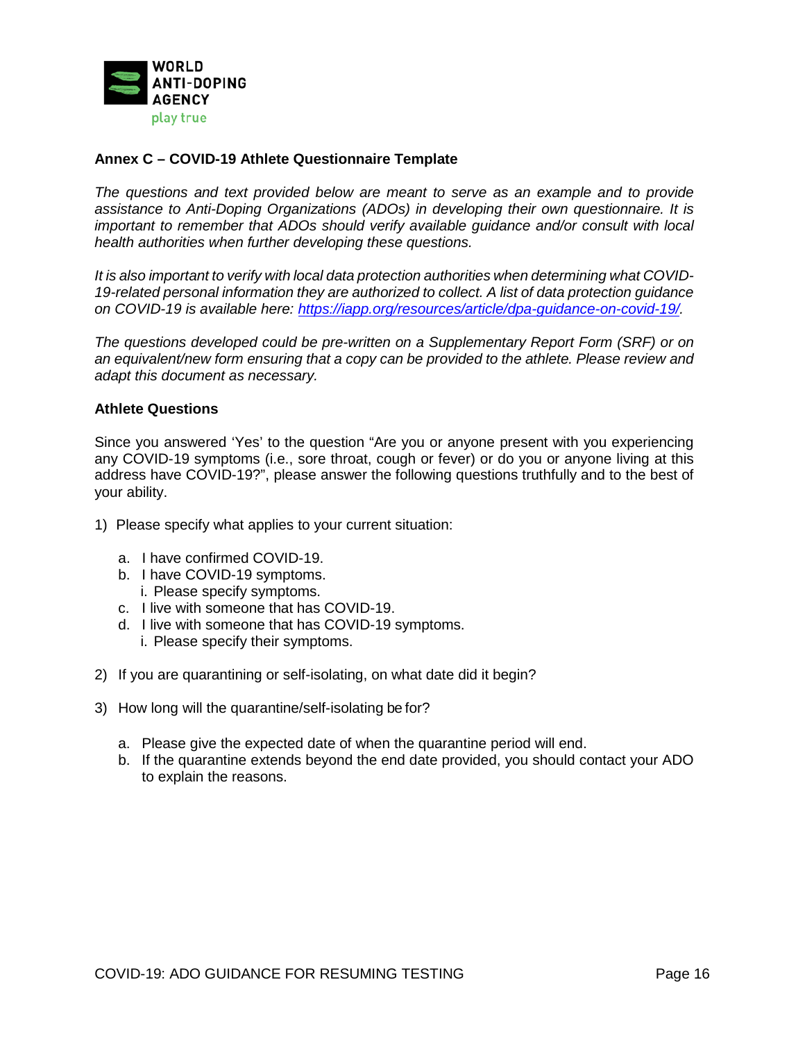## Annex C – COVID-19 Athlete Questionnaire Template

*The questions and text provided below are meant to serve as an example and to provide assistance to Anti-Doping Organizations (ADOs) in developing their own questionnaire. It is important to remember that ADOs should verify available guidance and/or consult with local health authorities when further developing these questions.*

*It is also important to verify with local data protection authorities when determining what COVID-19-related personal information they are authorized to collect. A list of data protection guidance on COVID-19 is available here: [https://iapp.org/resources/article/dpa-guidance-on-covid-19/](https://iapp.org/resources/article/dpa-guidance-on-covid-19/).*

*The questions developed could be pre-written on a Supplementary Report Form (SRF) or on an equivalent/new form ensuring that a copy can be provided to the athlete. Please review and adapt this document as necessary.*

### Athlete Questions

Since you answered 'Yes' to the question "Are you or anyone present with you experiencing any COVID-19 symptoms (i.e., sore throat, cough or fever) or do you or anyone living at this address have COVID-19?", please answer the following questions truthfully and to the best of your ability.

1) Please specify what applies to your current situation:

   a. I have confirmed COVID-19.
   b. I have COVID-19 symptoms.
      i. Please specify symptoms.
   c. I live with someone that has COVID-19.
   d. I live with someone that has COVID-19 symptoms.
      i. Please specify their symptoms.

2) If you are quarantining or self-isolating, on what date did it begin?

3) How long will the quarantine/self-isolating be for?

   a. Please give the expected date of when the quarantine period will end.
   b. If the quarantine extends beyond the end date provided, you should contact your ADO to explain the reasons.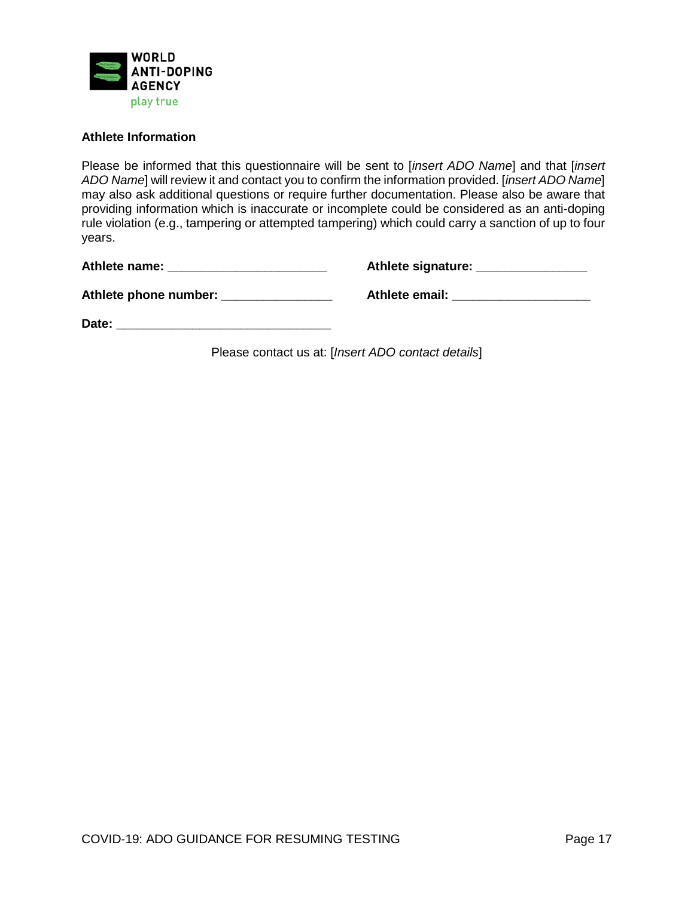**Athlete Information**

Please be informed that this questionnaire will be sent to [*insert ADO Name*] and that [*insert ADO Name*] will review it and contact you to confirm the information provided. [*insert ADO Name*] may also ask additional questions or require further documentation. Please also be aware that providing information which is inaccurate or incomplete could be considered as an anti-doping rule violation (e.g., tampering or attempted tampering) which could carry a sanction of up to four years.

**Athlete name:** ______________________ **Athlete signature:** ________________

**Athlete phone number:** ________________ **Athlete email:** ____________________

**Date:** _______________________________

Please contact us at: [*Insert ADO contact details*]